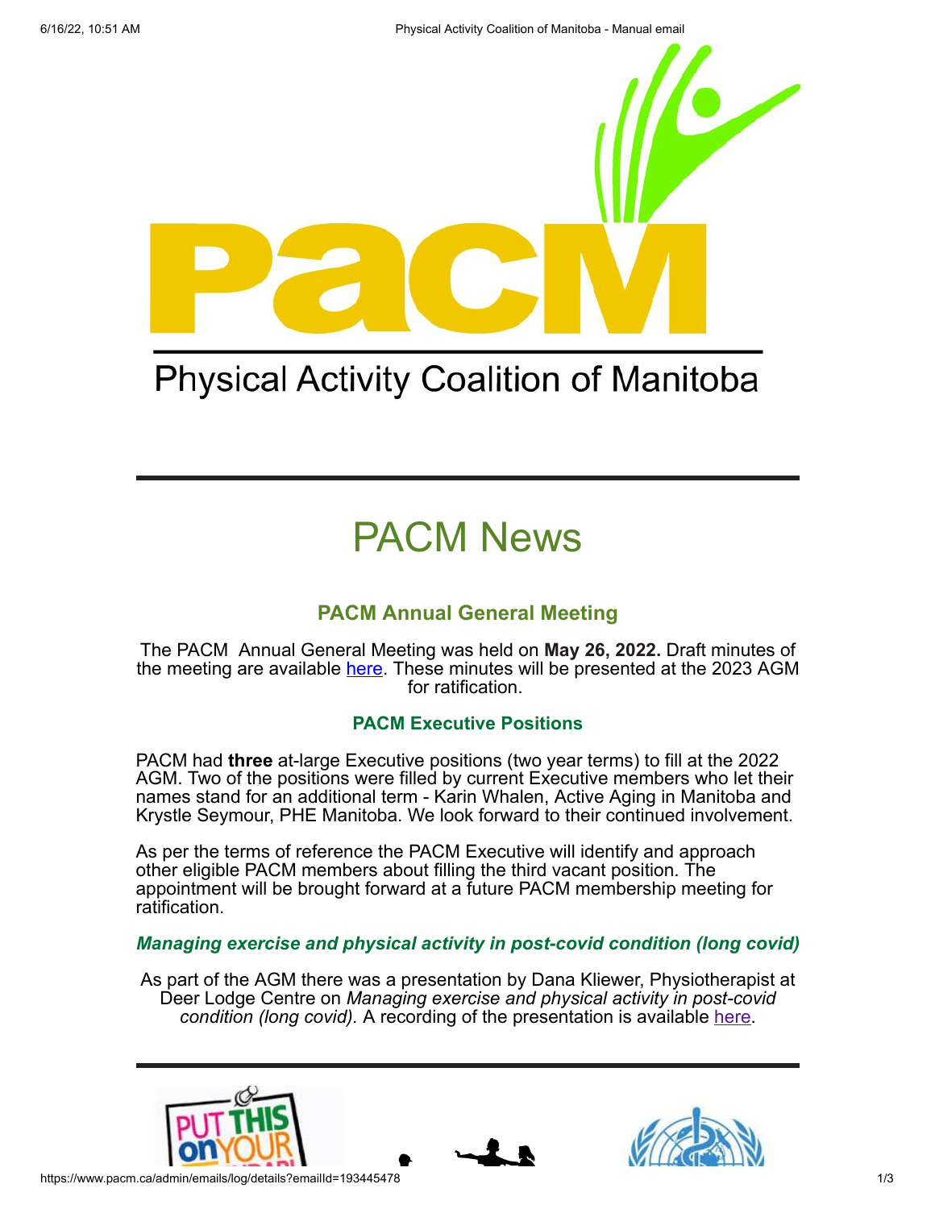Physical Activity Coalition of Manitoba

# PACM News

## PACM Annual General Meeting

The PACM Annual General Meeting was held on **May 26, 2022.** Draft minutes of the meeting are available here. These minutes will be presented at the 2023 AGM for ratification.

### PACM Executive Positions

PACM had **three** at-large Executive positions (two year terms) to fill at the 2022 AGM. Two of the positions were filled by current Executive members who let their names stand for an additional term - Karin Whalen, Active Aging in Manitoba and Krystle Seymour, PHE Manitoba. We look forward to their continued involvement.

As per the terms of reference the PACM Executive will identify and approach other eligible PACM members about filling the third vacant position. The appointment will be brought forward at a future PACM membership meeting for ratification.

### *Managing exercise and physical activity in post-covid condition (long covid)*

As part of the AGM there was a presentation by Dana Kliewer, Physiotherapist at Deer Lodge Centre on *Managing exercise and physical activity in post-covid condition (long covid).* A recording of the presentation is available here.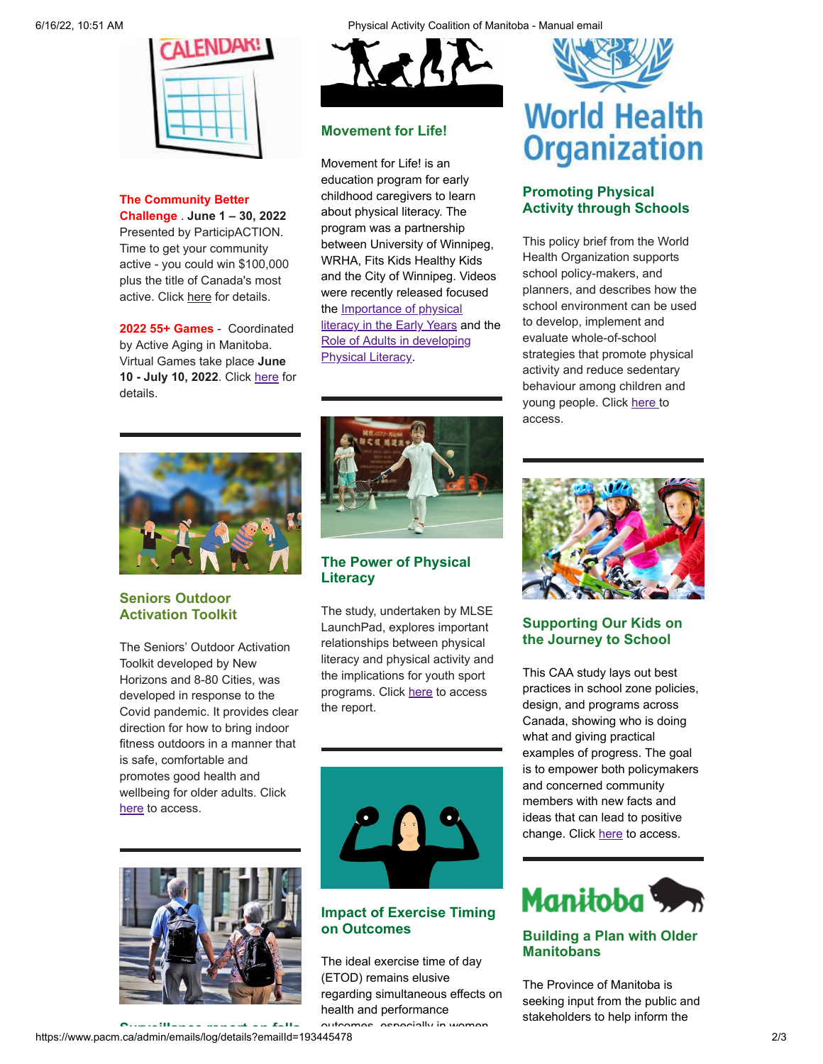**The Community Better Challenge** . **June 1 – 30, 2022** Presented by ParticipACTION. Time to get your community active - you could win $100,000 plus the title of Canada's most active. Click here for details.

**2022 55+ Games** - Coordinated by Active Aging in Manitoba. Virtual Games take place **June 10 - July 10, 2022**. Click here for details.

### Seniors Outdoor Activation Toolkit

The Seniors' Outdoor Activation Toolkit developed by New Horizons and 8-80 Cities, was developed in response to the Covid pandemic. It provides clear direction for how to bring indoor fitness outdoors in a manner that is safe, comfortable and promotes good health and wellbeing for older adults. Click here to access.

### Movement for Life!

Movement for Life! is an education program for early childhood caregivers to learn about physical literacy. The program was a partnership between University of Winnipeg, WRHA, Fits Kids Healthy Kids and the City of Winnipeg. Videos were recently released focused the Importance of physical literacy in the Early Years and the Role of Adults in developing Physical Literacy.

### The Power of Physical Literacy

The study, undertaken by MLSE LaunchPad, explores important relationships between physical literacy and physical activity and the implications for youth sport programs. Click here to access the report.

### Impact of Exercise Timing on Outcomes

The ideal exercise time of day (ETOD) remains elusive regarding simultaneous effects on health and performance outcomes, especially in women

### Promoting Physical Activity through Schools

This policy brief from the World Health Organization supports school policy-makers, and planners, and describes how the school environment can be used to develop, implement and evaluate whole-of-school strategies that promote physical activity and reduce sedentary behaviour among children and young people. Click here to access.

### Supporting Our Kids on the Journey to School

This CAA study lays out best practices in school zone policies, design, and programs across Canada, showing who is doing what and giving practical examples of progress. The goal is to empower both policymakers and concerned community members with new facts and ideas that can lead to positive change. Click here to access.

### Building a Plan with Older Manitobans

The Province of Manitoba is seeking input from the public and stakeholders to help inform the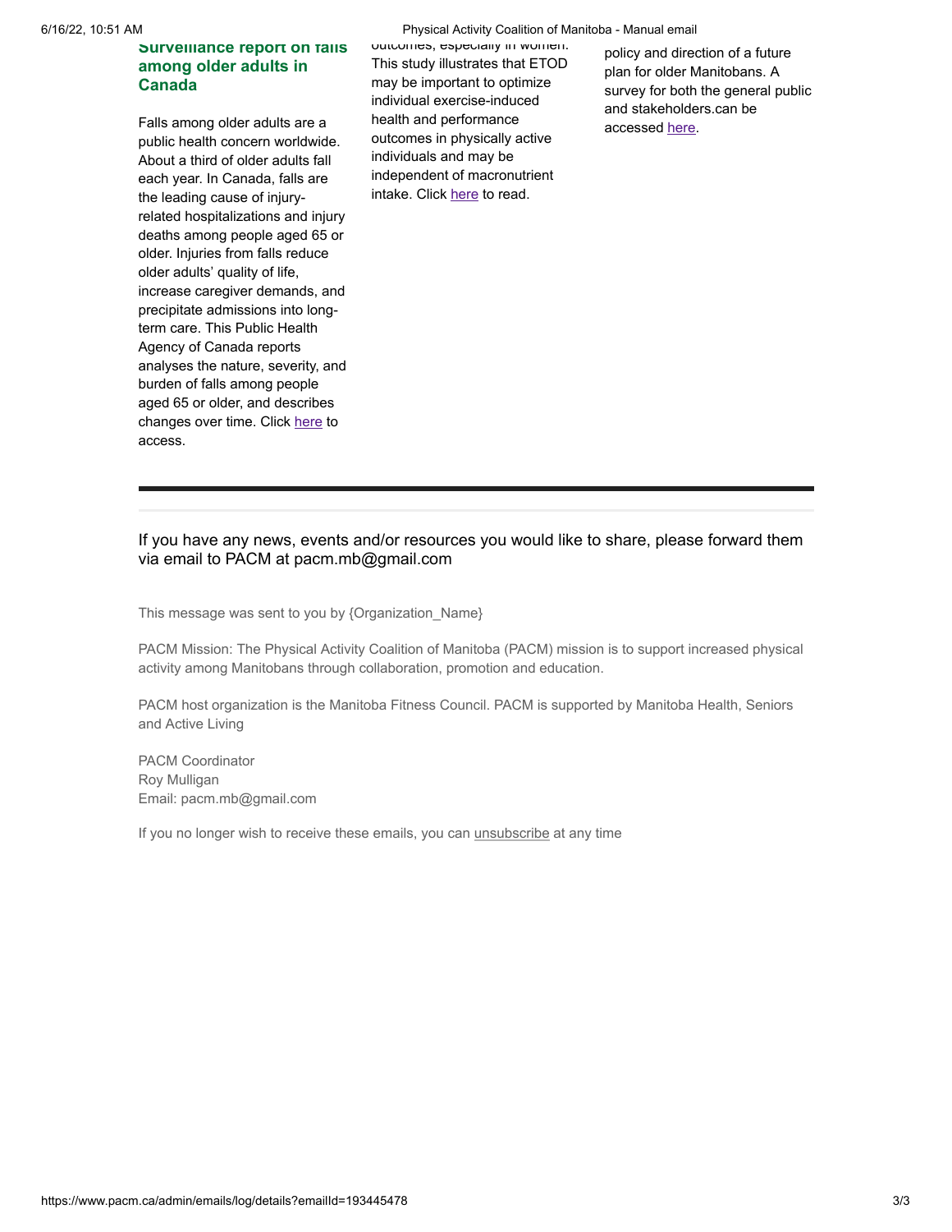## Surveillance report on falls among older adults in Canada

Falls among older adults are a public health concern worldwide. About a third of older adults fall each year. In Canada, falls are the leading cause of injury-related hospitalizations and injury deaths among people aged 65 or older. Injuries from falls reduce older adults' quality of life, increase caregiver demands, and precipitate admissions into long-term care. This Public Health Agency of Canada reports analyses the nature, severity, and burden of falls among people aged 65 or older, and describes changes over time. Click here to access.

outcomes, especially in women. This study illustrates that ETOD may be important to optimize individual exercise-induced health and performance outcomes in physically active individuals and may be independent of macronutrient intake. Click here to read.

policy and direction of a future plan for older Manitobans. A survey for both the general public and stakeholders.can be accessed here.

---

If you have any news, events and/or resources you would like to share, please forward them via email to PACM at pacm.mb@gmail.com

This message was sent to you by {Organization_Name}

PACM Mission: The Physical Activity Coalition of Manitoba (PACM) mission is to support increased physical activity among Manitobans through collaboration, promotion and education.

PACM host organization is the Manitoba Fitness Council. PACM is supported by Manitoba Health, Seniors and Active Living

PACM Coordinator
Roy Mulligan
Email: pacm.mb@gmail.com

If you no longer wish to receive these emails, you can unsubscribe at any time